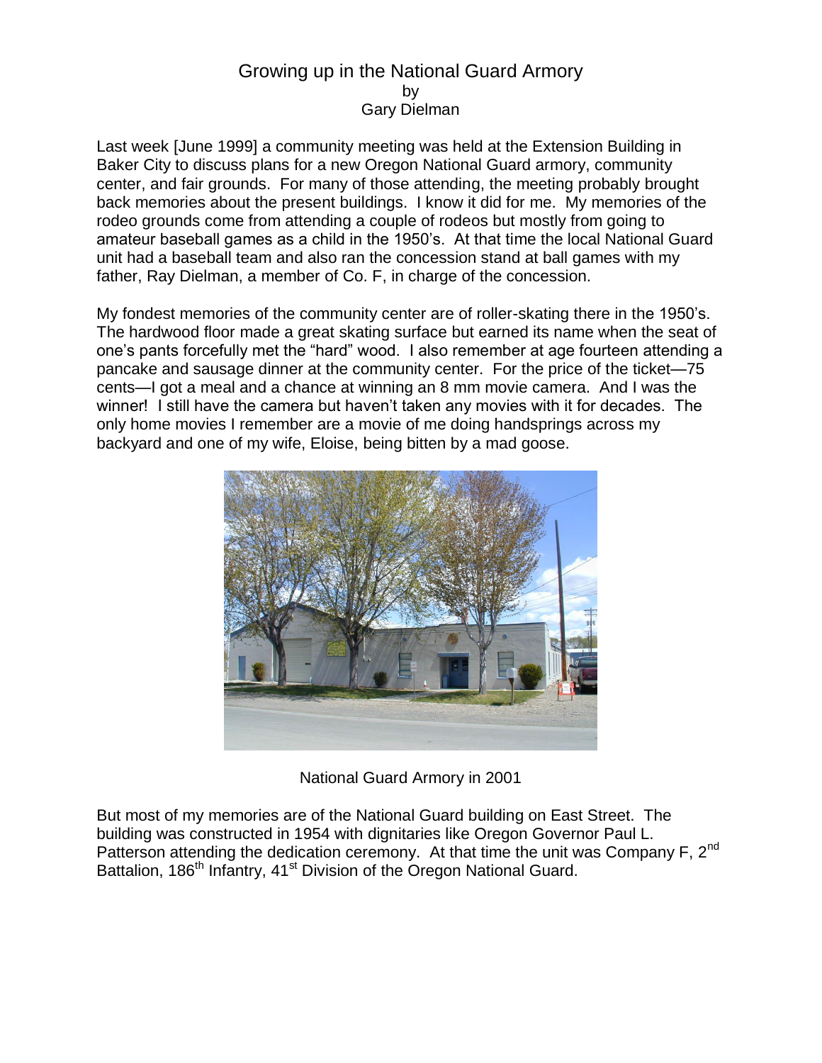# Growing up in the National Guard Armory

by

Gary Dielman

Last week [June 1999] a community meeting was held at the Extension Building in Baker City to discuss plans for a new Oregon National Guard armory, community center, and fair grounds. For many of those attending, the meeting probably brought back memories about the present buildings. I know it did for me. My memories of the rodeo grounds come from attending a couple of rodeos but mostly from going to amateur baseball games as a child in the 1950's. At that time the local National Guard unit had a baseball team and also ran the concession stand at ball games with my father, Ray Dielman, a member of Co. F, in charge of the concession.

My fondest memories of the community center are of roller-skating there in the 1950's. The hardwood floor made a great skating surface but earned its name when the seat of one's pants forcefully met the "hard" wood. I also remember at age fourteen attending a pancake and sausage dinner at the community center. For the price of the ticket—75 cents—I got a meal and a chance at winning an 8 mm movie camera. And I was the winner! I still have the camera but haven't taken any movies with it for decades. The only home movies I remember are a movie of me doing handsprings across my backyard and one of my wife, Eloise, being bitten by a mad goose.

National Guard Armory in 2001

But most of my memories are of the National Guard building on East Street. The building was constructed in 1954 with dignitaries like Oregon Governor Paul L. Patterson attending the dedication ceremony. At that time the unit was Company F, 2nd Battalion, 186th Infantry, 41st Division of the Oregon National Guard.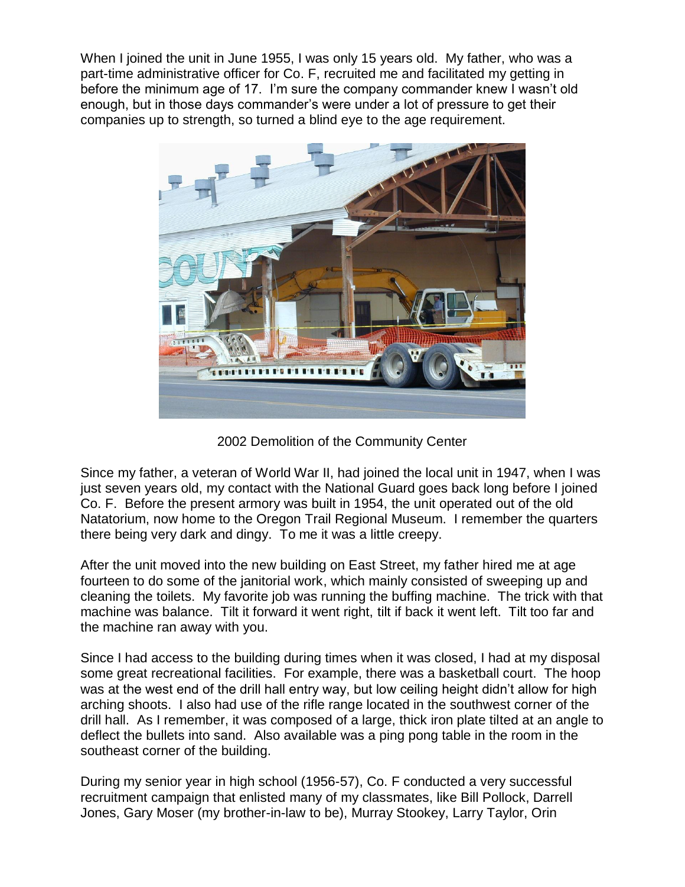When I joined the unit in June 1955, I was only 15 years old. My father, who was a part-time administrative officer for Co. F, recruited me and facilitated my getting in before the minimum age of 17. I'm sure the company commander knew I wasn't old enough, but in those days commander's were under a lot of pressure to get their companies up to strength, so turned a blind eye to the age requirement.

2002 Demolition of the Community Center

Since my father, a veteran of World War II, had joined the local unit in 1947, when I was just seven years old, my contact with the National Guard goes back long before I joined Co. F. Before the present armory was built in 1954, the unit operated out of the old Natatorium, now home to the Oregon Trail Regional Museum. I remember the quarters there being very dark and dingy. To me it was a little creepy.

After the unit moved into the new building on East Street, my father hired me at age fourteen to do some of the janitorial work, which mainly consisted of sweeping up and cleaning the toilets. My favorite job was running the buffing machine. The trick with that machine was balance. Tilt it forward it went right, tilt if back it went left. Tilt too far and the machine ran away with you.

Since I had access to the building during times when it was closed, I had at my disposal some great recreational facilities. For example, there was a basketball court. The hoop was at the west end of the drill hall entry way, but low ceiling height didn't allow for high arching shoots. I also had use of the rifle range located in the southwest corner of the drill hall. As I remember, it was composed of a large, thick iron plate tilted at an angle to deflect the bullets into sand. Also available was a ping pong table in the room in the southeast corner of the building.

During my senior year in high school (1956-57), Co. F conducted a very successful recruitment campaign that enlisted many of my classmates, like Bill Pollock, Darrell Jones, Gary Moser (my brother-in-law to be), Murray Stookey, Larry Taylor, Orin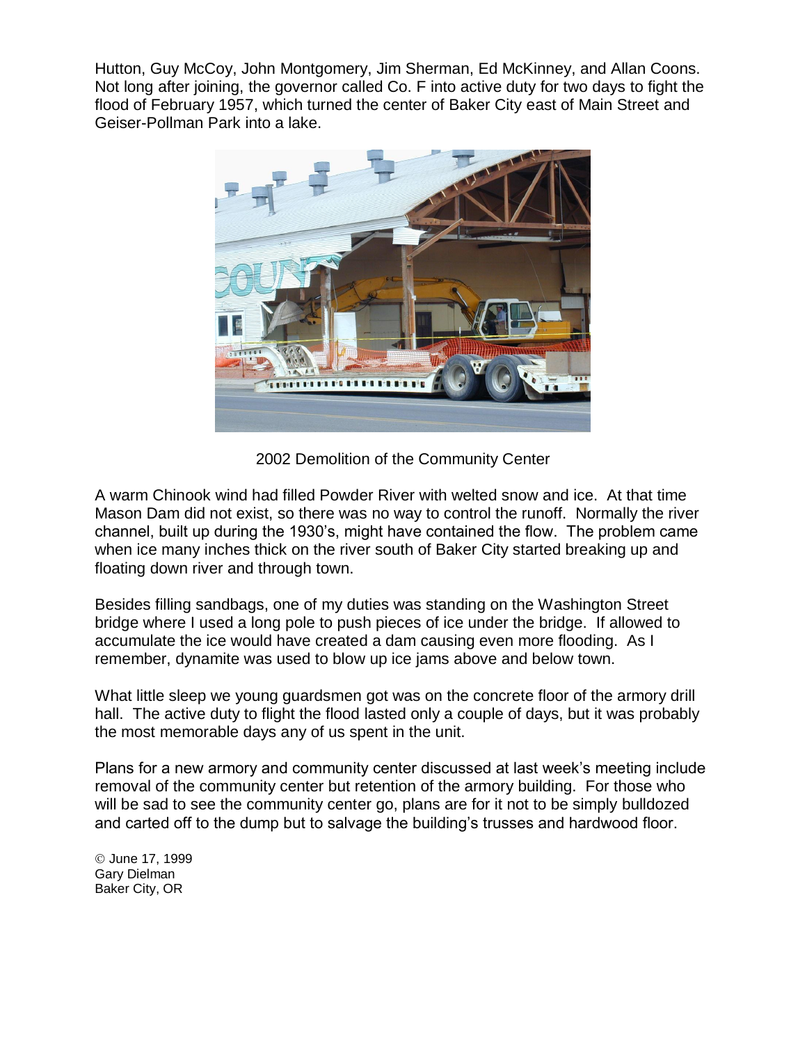Hutton, Guy McCoy, John Montgomery, Jim Sherman, Ed McKinney, and Allan Coons. Not long after joining, the governor called Co. F into active duty for two days to fight the flood of February 1957, which turned the center of Baker City east of Main Street and Geiser-Pollman Park into a lake.

2002 Demolition of the Community Center

A warm Chinook wind had filled Powder River with welted snow and ice. At that time Mason Dam did not exist, so there was no way to control the runoff. Normally the river channel, built up during the 1930's, might have contained the flow. The problem came when ice many inches thick on the river south of Baker City started breaking up and floating down river and through town.

Besides filling sandbags, one of my duties was standing on the Washington Street bridge where I used a long pole to push pieces of ice under the bridge. If allowed to accumulate the ice would have created a dam causing even more flooding. As I remember, dynamite was used to blow up ice jams above and below town.

What little sleep we young guardsmen got was on the concrete floor of the armory drill hall. The active duty to flight the flood lasted only a couple of days, but it was probably the most memorable days any of us spent in the unit.

Plans for a new armory and community center discussed at last week's meeting include removal of the community center but retention of the armory building. For those who will be sad to see the community center go, plans are for it not to be simply bulldozed and carted off to the dump but to salvage the building's trusses and hardwood floor.

© June 17, 1999
Gary Dielman
Baker City, OR